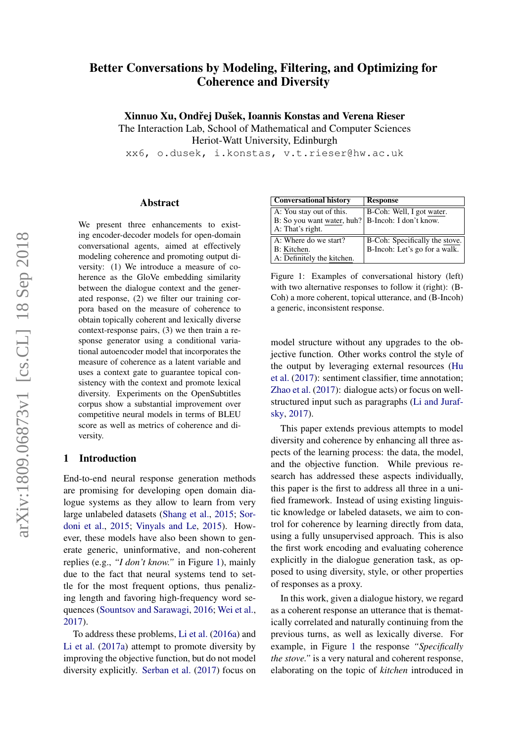# Better Conversations by Modeling, Filtering, and Optimizing for Coherence and Diversity

**Xinnuo Xu, Ondřej Dušek, Ioannis Konstas and Verena Rieser**

The Interaction Lab, School of Mathematical and Computer Sciences
Heriot-Watt University, Edinburgh

xx6, o.dusek, i.konstas, v.t.rieser@hw.ac.uk

## Abstract

We present three enhancements to existing encoder-decoder models for open-domain conversational agents, aimed at effectively modeling coherence and promoting output diversity: (1) We introduce a measure of coherence as the GloVe embedding similarity between the dialogue context and the generated response, (2) we filter our training corpora based on the measure of coherence to obtain topically coherent and lexically diverse context-response pairs, (3) we then train a response generator using a conditional variational autoencoder model that incorporates the measure of coherence as a latent variable and uses a context gate to guarantee topical consistency with the context and promote lexical diversity. Experiments on the OpenSubtitles corpus show a substantial improvement over competitive neural models in terms of BLEU score as well as metrics of coherence and diversity.

## 1 Introduction

End-to-end neural response generation methods are promising for developing open domain dialogue systems as they allow to learn from very large unlabeled datasets (Shang et al., 2015; Sordoni et al., 2015; Vinyals and Le, 2015). However, these models have also been shown to generate generic, uninformative, and non-coherent replies (e.g., *"I don't know."* in Figure 1), mainly due to the fact that neural systems tend to settle for the most frequent options, thus penalizing length and favoring high-frequency word sequences (Sountsov and Sarawagi, 2016; Wei et al., 2017).

To address these problems, Li et al. (2016a) and Li et al. (2017a) attempt to promote diversity by improving the objective function, but do not model diversity explicitly. Serban et al. (2017) focus on

| Conversational history | Response |
|---|---|
| A: You stay out of this.<br>B: So you want water, huh?<br>A: That's right. | B-Coh: Well, I got water.<br>B-Incoh: I don't know. |
| A: Where do we start?<br>B: Kitchen.<br>A: Definitely the kitchen. | B-Coh: Specifically the stove.<br>B-Incoh: Let's go for a walk. |

Figure 1: Examples of conversational history (left) with two alternative responses to follow it (right): (B-Coh) a more coherent, topical utterance, and (B-Incoh) a generic, inconsistent response.

model structure without any upgrades to the objective function. Other works control the style of the output by leveraging external resources (Hu et al. (2017): sentiment classifier, time annotation; Zhao et al. (2017): dialogue acts) or focus on well-structured input such as paragraphs (Li and Jurafsky, 2017).

This paper extends previous attempts to model diversity and coherence by enhancing all three aspects of the learning process: the data, the model, and the objective function. While previous research has addressed these aspects individually, this paper is the first to address all three in a unified framework. Instead of using existing linguistic knowledge or labeled datasets, we aim to control for coherence by learning directly from data, using a fully unsupervised approach. This is also the first work encoding and evaluating coherence explicitly in the dialogue generation task, as opposed to using diversity, style, or other properties of responses as a proxy.

In this work, given a dialogue history, we regard as a coherent response an utterance that is thematically correlated and naturally continuing from the previous turns, as well as lexically diverse. For example, in Figure 1 the response *"Specifically the stove."* is a very natural and coherent response, elaborating on the topic of *kitchen* introduced in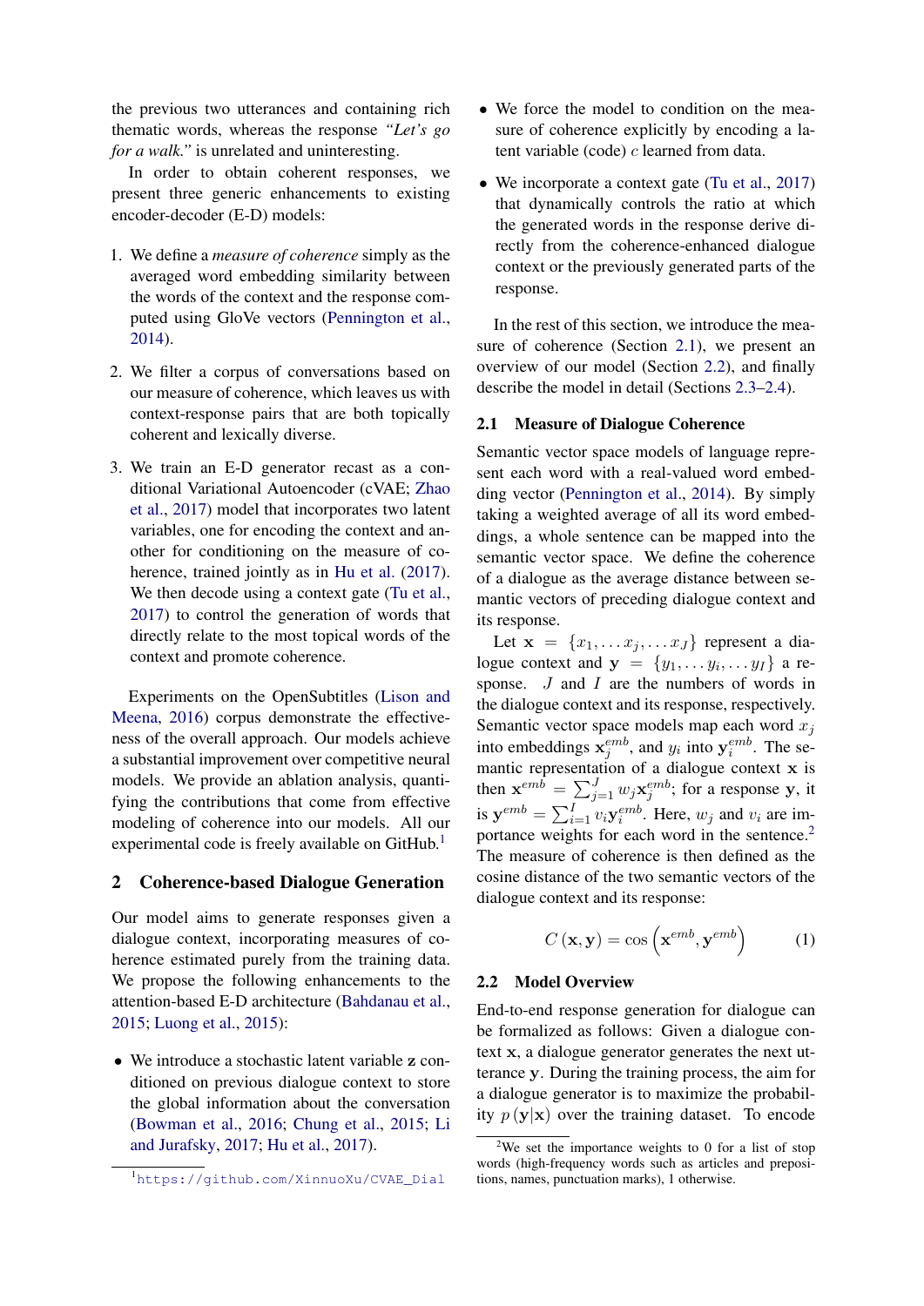the previous two utterances and containing rich thematic words, whereas the response *"Let's go for a walk."* is unrelated and uninteresting.

In order to obtain coherent responses, we present three generic enhancements to existing encoder-decoder (E-D) models:

1. We define a *measure of coherence* simply as the averaged word embedding similarity between the words of the context and the response computed using GloVe vectors (Pennington et al., 2014).

2. We filter a corpus of conversations based on our measure of coherence, which leaves us with context-response pairs that are both topically coherent and lexically diverse.

3. We train an E-D generator recast as a conditional Variational Autoencoder (cVAE; Zhao et al., 2017) model that incorporates two latent variables, one for encoding the context and another for conditioning on the measure of coherence, trained jointly as in Hu et al. (2017). We then decode using a context gate (Tu et al., 2017) to control the generation of words that directly relate to the most topical words of the context and promote coherence.

Experiments on the OpenSubtitles (Lison and Meena, 2016) corpus demonstrate the effectiveness of the overall approach. Our models achieve a substantial improvement over competitive neural models. We provide an ablation analysis, quantifying the contributions that come from effective modeling of coherence into our models. All our experimental code is freely available on GitHub.[1]

## 2 Coherence-based Dialogue Generation

Our model aims to generate responses given a dialogue context, incorporating measures of coherence estimated purely from the training data. We propose the following enhancements to the attention-based E-D architecture (Bahdanau et al., 2015; Luong et al., 2015):

- We introduce a stochastic latent variable $\mathbf{z}$ conditioned on previous dialogue context to store the global information about the conversation (Bowman et al., 2016; Chung et al., 2015; Li and Jurafsky, 2017; Hu et al., 2017).
- We force the model to condition on the measure of coherence explicitly by encoding a latent variable (code) $c$ learned from data.
- We incorporate a context gate (Tu et al., 2017) that dynamically controls the ratio at which the generated words in the response derive directly from the coherence-enhanced dialogue context or the previously generated parts of the response.

In the rest of this section, we introduce the measure of coherence (Section 2.1), we present an overview of our model (Section 2.2), and finally describe the model in detail (Sections 2.3–2.4).

### 2.1 Measure of Dialogue Coherence

Semantic vector space models of language represent each word with a real-valued word embedding vector (Pennington et al., 2014). By simply taking a weighted average of all its word embeddings, a whole sentence can be mapped into the semantic vector space. We define the coherence of a dialogue as the average distance between semantic vectors of preceding dialogue context and its response.

Let $\mathbf{x} = \{x_1, \ldots x_j, \ldots x_J\}$ represent a dialogue context and $\mathbf{y} = \{y_1, \ldots y_i, \ldots y_I\}$ a response. $J$ and $I$ are the numbers of words in the dialogue context and its response, respectively. Semantic vector space models map each word $x_j$ into embeddings $\mathbf{x}_j^{emb}$, and $y_i$ into $\mathbf{y}_i^{emb}$. The semantic representation of a dialogue context $\mathbf{x}$ is then $\mathbf{x}^{emb} = \sum_{j=1}^{J} w_j \mathbf{x}_j^{emb}$; for a response $\mathbf{y}$, it is $\mathbf{y}^{emb} = \sum_{i=1}^{I} v_i \mathbf{y}_i^{emb}$. Here, $w_j$ and $v_i$ are importance weights for each word in the sentence.[2] The measure of coherence is then defined as the cosine distance of the two semantic vectors of the dialogue context and its response:

$$C(\mathbf{x}, \mathbf{y}) = \cos\left(\mathbf{x}^{emb}, \mathbf{y}^{emb}\right) \tag{1}$$

### 2.2 Model Overview

End-to-end response generation for dialogue can be formalized as follows: Given a dialogue context $\mathbf{x}$, a dialogue generator generates the next utterance $\mathbf{y}$. During the training process, the aim for a dialogue generator is to maximize the probability $p(\mathbf{y}|\mathbf{x})$ over the training dataset. To encode

[1] https://github.com/XinnuoXu/CVAE_Dial

[2] We set the importance weights to 0 for a list of stop words (high-frequency words such as articles and prepositions, names, punctuation marks), 1 otherwise.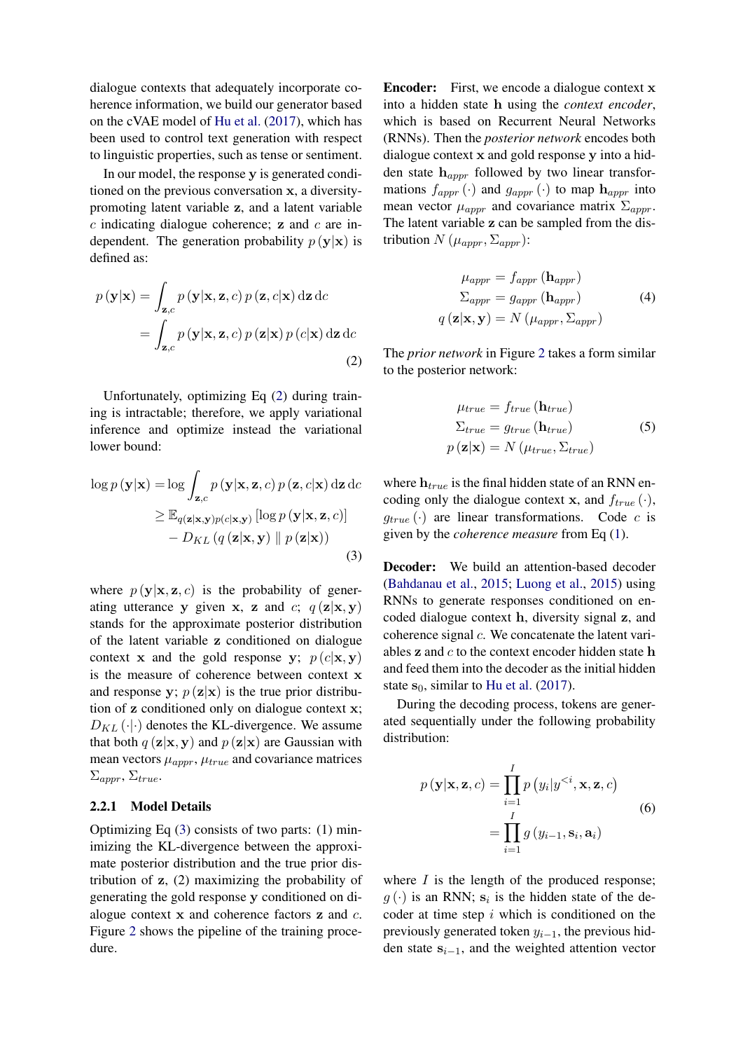dialogue contexts that adequately incorporate coherence information, we build our generator based on the cVAE model of Hu et al. (2017), which has been used to control text generation with respect to linguistic properties, such as tense or sentiment.

In our model, the response $\mathbf{y}$ is generated conditioned on the previous conversation $\mathbf{x}$, a diversity-promoting latent variable $\mathbf{z}$, and a latent variable $c$ indicating dialogue coherence; $\mathbf{z}$ and $c$ are independent. The generation probability $p(\mathbf{y}|\mathbf{x})$ is defined as:

$$
\begin{aligned}
p(\mathbf{y}|\mathbf{x}) &= \int_{\mathbf{z},c} p(\mathbf{y}|\mathbf{x},\mathbf{z},c)\, p(\mathbf{z},c|\mathbf{x})\, \mathrm{d}\mathbf{z}\, \mathrm{d}c \\
&= \int_{\mathbf{z},c} p(\mathbf{y}|\mathbf{x},\mathbf{z},c)\, p(\mathbf{z}|\mathbf{x})\, p(c|\mathbf{x})\, \mathrm{d}\mathbf{z}\, \mathrm{d}c
\end{aligned}
\tag{2}
$$

Unfortunately, optimizing Eq (2) during training is intractable; therefore, we apply variational inference and optimize instead the variational lower bound:

$$
\begin{aligned}
\log p(\mathbf{y}|\mathbf{x}) &= \log \int_{\mathbf{z},c} p(\mathbf{y}|\mathbf{x},\mathbf{z},c)\, p(\mathbf{z},c|\mathbf{x})\, \mathrm{d}\mathbf{z}\, \mathrm{d}c \\
&\geq \mathbb{E}_{q(\mathbf{z}|\mathbf{x},\mathbf{y})p(c|\mathbf{x},\mathbf{y})}\left[\log p(\mathbf{y}|\mathbf{x},\mathbf{z},c)\right] \\
&\quad - D_{KL}\left(q(\mathbf{z}|\mathbf{x},\mathbf{y}) \parallel p(\mathbf{z}|\mathbf{x})\right)
\end{aligned}
\tag{3}
$$

where $p(\mathbf{y}|\mathbf{x},\mathbf{z},c)$ is the probability of generating utterance $\mathbf{y}$ given $\mathbf{x}$, $\mathbf{z}$ and $c$; $q(\mathbf{z}|\mathbf{x},\mathbf{y})$ stands for the approximate posterior distribution of the latent variable $\mathbf{z}$ conditioned on dialogue context $\mathbf{x}$ and the gold response $\mathbf{y}$; $p(c|\mathbf{x},\mathbf{y})$ is the measure of coherence between context $\mathbf{x}$ and response $\mathbf{y}$; $p(\mathbf{z}|\mathbf{x})$ is the true prior distribution of $\mathbf{z}$ conditioned only on dialogue context $\mathbf{x}$; $D_{KL}(\cdot|\cdot)$ denotes the KL-divergence. We assume that both $q(\mathbf{z}|\mathbf{x},\mathbf{y})$ and $p(\mathbf{z}|\mathbf{x})$ are Gaussian with mean vectors $\mu_{appr}$, $\mu_{true}$ and covariance matrices $\Sigma_{appr}$, $\Sigma_{true}$.

#### 2.2.1 Model Details

Optimizing Eq (3) consists of two parts: (1) minimizing the KL-divergence between the approximate posterior distribution and the true prior distribution of $\mathbf{z}$, (2) maximizing the probability of generating the gold response $\mathbf{y}$ conditioned on dialogue context $\mathbf{x}$ and coherence factors $\mathbf{z}$ and $c$. Figure 2 shows the pipeline of the training procedure.

**Encoder:** First, we encode a dialogue context $\mathbf{x}$ into a hidden state $\mathbf{h}$ using the *context encoder*, which is based on Recurrent Neural Networks (RNNs). Then the *posterior network* encodes both dialogue context $\mathbf{x}$ and gold response $\mathbf{y}$ into a hidden state $\mathbf{h}_{appr}$ followed by two linear transformations $f_{appr}(\cdot)$ and $g_{appr}(\cdot)$ to map $\mathbf{h}_{appr}$ into mean vector $\mu_{appr}$ and covariance matrix $\Sigma_{appr}$. The latent variable $\mathbf{z}$ can be sampled from the distribution $N(\mu_{appr}, \Sigma_{appr})$:

$$
\begin{aligned}
\mu_{appr} &= f_{appr}(\mathbf{h}_{appr}) \\
\Sigma_{appr} &= g_{appr}(\mathbf{h}_{appr}) \\
q(\mathbf{z}|\mathbf{x},\mathbf{y}) &= N(\mu_{appr}, \Sigma_{appr})
\end{aligned}
\tag{4}
$$

The *prior network* in Figure 2 takes a form similar to the posterior network:

$$
\begin{aligned}
\mu_{true} &= f_{true}(\mathbf{h}_{true}) \\
\Sigma_{true} &= g_{true}(\mathbf{h}_{true}) \\
p(\mathbf{z}|\mathbf{x}) &= N(\mu_{true}, \Sigma_{true})
\end{aligned}
\tag{5}
$$

where $\mathbf{h}_{true}$ is the final hidden state of an RNN encoding only the dialogue context $\mathbf{x}$, and $f_{true}(\cdot)$, $g_{true}(\cdot)$ are linear transformations. Code $c$ is given by the *coherence measure* from Eq (1).

**Decoder:** We build an attention-based decoder (Bahdanau et al., 2015; Luong et al., 2015) using RNNs to generate responses conditioned on encoded dialogue context $\mathbf{h}$, diversity signal $\mathbf{z}$, and coherence signal $c$. We concatenate the latent variables $\mathbf{z}$ and $c$ to the context encoder hidden state $\mathbf{h}$ and feed them into the decoder as the initial hidden state $\mathbf{s}_0$, similar to Hu et al. (2017).

During the decoding process, tokens are generated sequentially under the following probability distribution:

$$
\begin{aligned}
p(\mathbf{y}|\mathbf{x},\mathbf{z},c) &= \prod_{i=1}^{I} p\left(y_i|y^{<i},\mathbf{x},\mathbf{z},c\right) \\
&= \prod_{i=1}^{I} g(y_{i-1},\mathbf{s}_i,\mathbf{a}_i)
\end{aligned}
\tag{6}
$$

where $I$ is the length of the produced response; $g(\cdot)$ is an RNN; $\mathbf{s}_i$ is the hidden state of the decoder at time step $i$ which is conditioned on the previously generated token $y_{i-1}$, the previous hidden state $\mathbf{s}_{i-1}$, and the weighted attention vector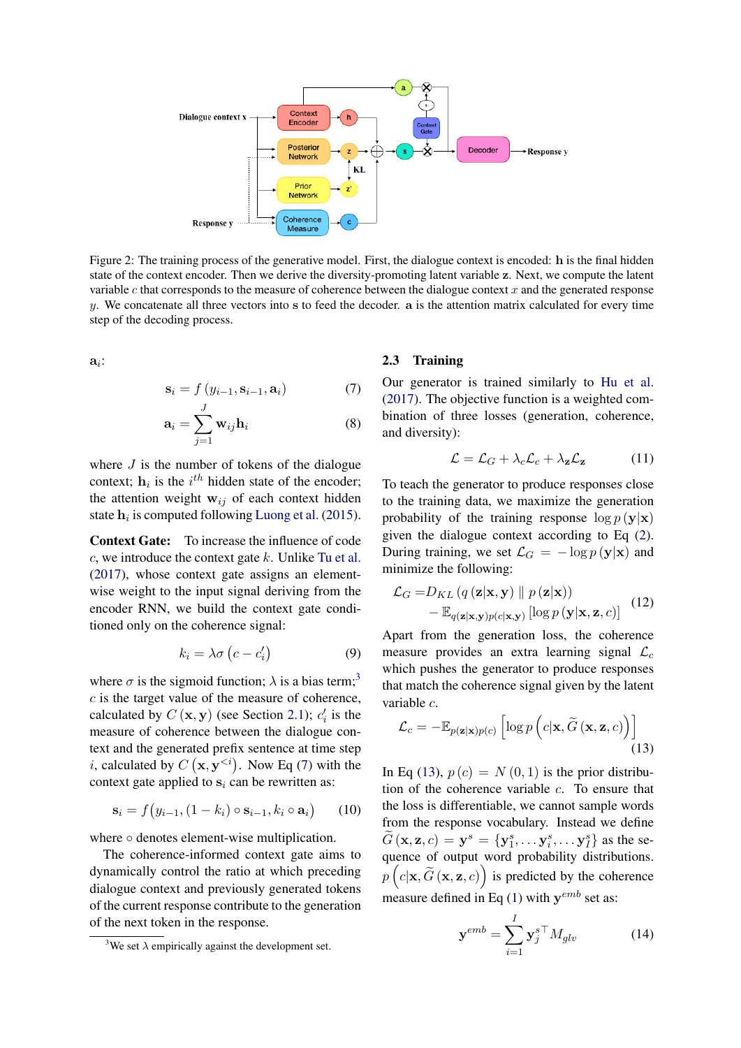Figure 2: The training process of the generative model. First, the dialogue context is encoded: $\mathbf{h}$ is the final hidden state of the context encoder. Then we derive the diversity-promoting latent variable $\mathbf{z}$. Next, we compute the latent variable $c$ that corresponds to the measure of coherence between the dialogue context $x$ and the generated response $y$. We concatenate all three vectors into $\mathbf{s}$ to feed the decoder. $\mathbf{a}$ is the attention matrix calculated for every time step of the decoding process.

$\mathbf{a}_i$:

$$\mathbf{s}_i = f\left(y_{i-1}, \mathbf{s}_{i-1}, \mathbf{a}_i\right) \tag{7}$$

$$\mathbf{a}_i = \sum_{j=1}^{J} \mathbf{w}_{ij} \mathbf{h}_i \tag{8}$$

where $J$ is the number of tokens of the dialogue context; $\mathbf{h}_i$ is the $i^{th}$ hidden state of the encoder; the attention weight $\mathbf{w}_{ij}$ of each context hidden state $\mathbf{h}_i$ is computed following Luong et al. (2015).

**Context Gate:** To increase the influence of code $c$, we introduce the context gate $k$. Unlike Tu et al. (2017), whose context gate assigns an element-wise weight to the input signal deriving from the encoder RNN, we build the context gate conditioned only on the coherence signal:

$$k_i = \lambda \sigma \left(c - c_i'\right) \tag{9}$$

where $\sigma$ is the sigmoid function; $\lambda$ is a bias term;[3] $c$ is the target value of the measure of coherence, calculated by $C\left(\mathbf{x}, \mathbf{y}\right)$ (see Section 2.1); $c_i'$ is the measure of coherence between the dialogue context and the generated prefix sentence at time step $i$, calculated by $C\left(\mathbf{x}, \mathbf{y}^{<i}\right)$. Now Eq (7) with the context gate applied to $\mathbf{s}_i$ can be rewritten as:

$$\mathbf{s}_i = f\big(y_{i-1}, \left(1 - k_i\right) \circ \mathbf{s}_{i-1}, k_i \circ \mathbf{a}_i\big) \tag{10}$$

where $\circ$ denotes element-wise multiplication.

The coherence-informed context gate aims to dynamically control the ratio at which preceding dialogue context and previously generated tokens of the current response contribute to the generation of the next token in the response.

[3] We set $\lambda$ empirically against the development set.

## 2.3 Training

Our generator is trained similarly to Hu et al. (2017). The objective function is a weighted combination of three losses (generation, coherence, and diversity):

$$\mathcal{L} = \mathcal{L}_G + \lambda_c \mathcal{L}_c + \lambda_{\mathbf{z}} \mathcal{L}_{\mathbf{z}} \tag{11}$$

To teach the generator to produce responses close to the training data, we maximize the generation probability of the training response $\log p\left(\mathbf{y}|\mathbf{x}\right)$ given the dialogue context according to Eq (2). During training, we set $\mathcal{L}_G = -\log p\left(\mathbf{y}|\mathbf{x}\right)$ and minimize the following:

$$\begin{aligned} \mathcal{L}_G =& D_{KL}\left(q\left(\mathbf{z}|\mathbf{x}, \mathbf{y}\right) \parallel p\left(\mathbf{z}|\mathbf{x}\right)\right) \\ &- \mathbb{E}_{q(\mathbf{z}|\mathbf{x},\mathbf{y})p(c|\mathbf{x},\mathbf{y})}\left[\log p\left(\mathbf{y}|\mathbf{x}, \mathbf{z}, c\right)\right] \end{aligned} \tag{12}$$

Apart from the generation loss, the coherence measure provides an extra learning signal $\mathcal{L}_c$ which pushes the generator to produce responses that match the coherence signal given by the latent variable $c$.

$$\mathcal{L}_c = -\mathbb{E}_{p(\mathbf{z}|\mathbf{x})p(c)}\left[\log p\left(c|\mathbf{x}, \widetilde{G}\left(\mathbf{x}, \mathbf{z}, c\right)\right)\right] \tag{13}$$

In Eq (13), $p\left(c\right) = N\left(0, 1\right)$ is the prior distribution of the coherence variable $c$. To ensure that the loss is differentiable, we cannot sample words from the response vocabulary. Instead we define $\widetilde{G}\left(\mathbf{x}, \mathbf{z}, c\right) = \mathbf{y}^s = \{\mathbf{y}_1^s, \dots \mathbf{y}_i^s, \dots \mathbf{y}_I^s\}$ as the sequence of output word probability distributions. $p\left(c|\mathbf{x}, \widetilde{G}\left(\mathbf{x}, \mathbf{z}, c\right)\right)$ is predicted by the coherence measure defined in Eq (1) with $\mathbf{y}^{emb}$ set as:

$$\mathbf{y}^{emb} = \sum_{i=1}^{I} \mathbf{y}_j^{s\top} M_{glv} \tag{14}$$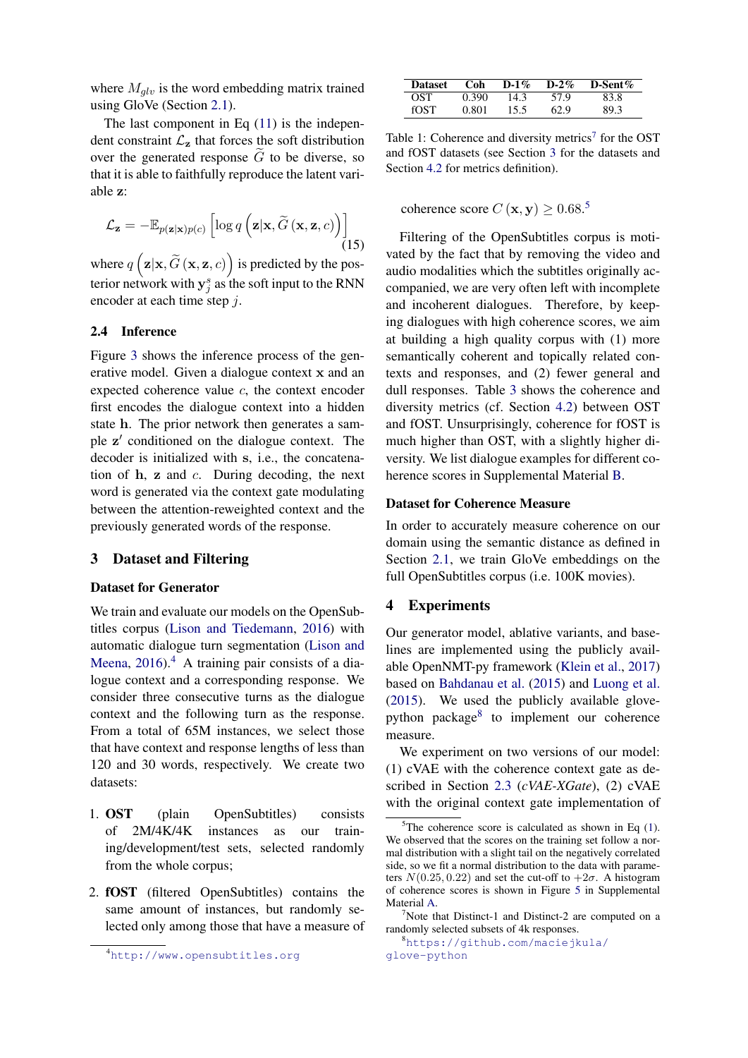where $M_{glv}$ is the word embedding matrix trained using GloVe (Section 2.1).

The last component in Eq (11) is the independent constraint $\mathcal{L}_{\mathbf{z}}$ that forces the soft distribution over the generated response $\widetilde{G}$ to be diverse, so that it is able to faithfully reproduce the latent variable $\mathbf{z}$:

$$\mathcal{L}_{\mathbf{z}} = -\mathbb{E}_{p(\mathbf{z}|\mathbf{x})p(c)} \left[ \log q \left( \mathbf{z} | \mathbf{x}, \widetilde{G} \left( \mathbf{x}, \mathbf{z}, c \right) \right) \right] \tag{15}$$

where $q \left( \mathbf{z} | \mathbf{x}, \widetilde{G} \left( \mathbf{x}, \mathbf{z}, c \right) \right)$ is predicted by the posterior network with $\mathbf{y}_j^s$ as the soft input to the RNN encoder at each time step $j$.

### 2.4 Inference

Figure 3 shows the inference process of the generative model. Given a dialogue context $\mathbf{x}$ and an expected coherence value $c$, the context encoder first encodes the dialogue context into a hidden state $\mathbf{h}$. The prior network then generates a sample $\mathbf{z}'$ conditioned on the dialogue context. The decoder is initialized with $\mathbf{s}$, i.e., the concatenation of $\mathbf{h}$, $\mathbf{z}$ and $c$. During decoding, the next word is generated via the context gate modulating between the attention-reweighted context and the previously generated words of the response.

## 3 Dataset and Filtering

**Dataset for Generator**

We train and evaluate our models on the OpenSubtitles corpus (Lison and Tiedemann, 2016) with automatic dialogue turn segmentation (Lison and Meena, 2016).[4] A training pair consists of a dialogue context and a corresponding response. We consider three consecutive turns as the dialogue context and the following turn as the response. From a total of 65M instances, we select those that have context and response lengths of less than 120 and 30 words, respectively. We create two datasets:

1. **OST** (plain OpenSubtitles) consists of 2M/4K/4K instances as our training/development/test sets, selected randomly from the whole corpus;
2. **fOST** (filtered OpenSubtitles) contains the same amount of instances, but randomly selected only among those that have a measure of coherence score $C(\mathbf{x}, \mathbf{y}) \geq 0.68$.[5]

| Dataset | Coh | D-1% | D-2% | D-Sent% |
|---|---|---|---|---|
| OST | 0.390 | 14.3 | 57.9 | 83.8 |
| fOST | 0.801 | 15.5 | 62.9 | 89.3 |

Table 1: Coherence and diversity metrics[7] for the OST and fOST datasets (see Section 3 for the datasets and Section 4.2 for metrics definition).

Filtering of the OpenSubtitles corpus is motivated by the fact that by removing the video and audio modalities which the subtitles originally accompanied, we are very often left with incomplete and incoherent dialogues. Therefore, by keeping dialogues with high coherence scores, we aim at building a high quality corpus with (1) more semantically coherent and topically related contexts and responses, and (2) fewer general and dull responses. Table 3 shows the coherence and diversity metrics (cf. Section 4.2) between OST and fOST. Unsurprisingly, coherence for fOST is much higher than OST, with a slightly higher diversity. We list dialogue examples for different coherence scores in Supplemental Material B.

**Dataset for Coherence Measure**

In order to accurately measure coherence on our domain using the semantic distance as defined in Section 2.1, we train GloVe embeddings on the full OpenSubtitles corpus (i.e. 100K movies).

## 4 Experiments

Our generator model, ablative variants, and baselines are implemented using the publicly available OpenNMT-py framework (Klein et al., 2017) based on Bahdanau et al. (2015) and Luong et al. (2015). We used the publicly available glove-python package[8] to implement our coherence measure.

We experiment on two versions of our model: (1) cVAE with the coherence context gate as described in Section 2.3 (*cVAE-XGate*), (2) cVAE with the original context gate implementation of

[4] http://www.opensubtitles.org

[5] The coherence score is calculated as shown in Eq (1). We observed that the scores on the training set follow a normal distribution with a slight tail on the negatively correlated side, so we fit a normal distribution to the data with parameters $N(0.25, 0.22)$ and set the cut-off to $+2\sigma$. A histogram of coherence scores is shown in Figure 5 in Supplemental Material A.

[7] Note that Distinct-1 and Distinct-2 are computed on a randomly selected subsets of 4k responses.

[8] https://github.com/maciejkula/glove-python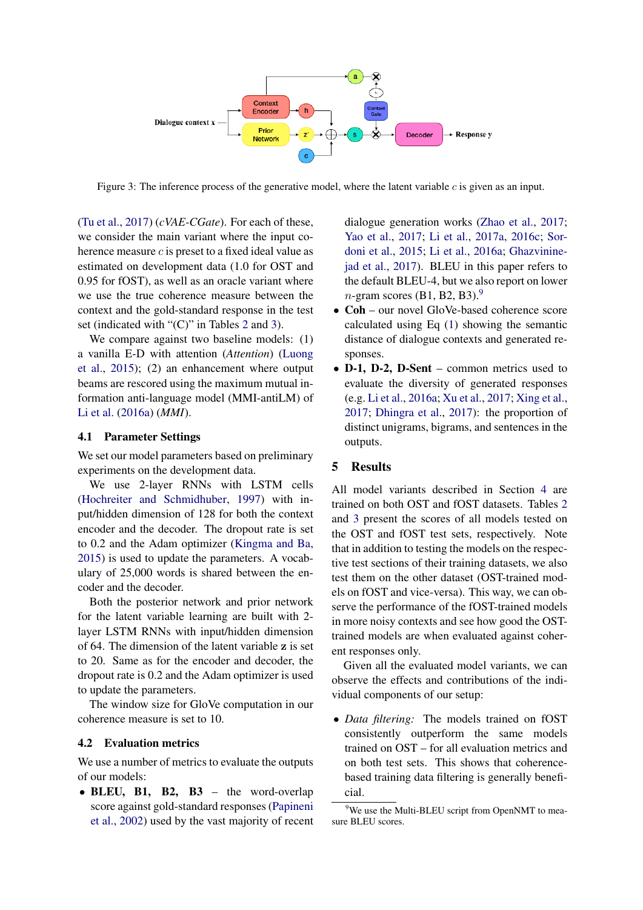Figure 3: The inference process of the generative model, where the latent variable $c$ is given as an input.

(Tu et al., 2017) (*cVAE-CGate*). For each of these, we consider the main variant where the input coherence measure $c$ is preset to a fixed ideal value as estimated on development data (1.0 for OST and 0.95 for fOST), as well as an oracle variant where we use the true coherence measure between the context and the gold-standard response in the test set (indicated with "(C)" in Tables 2 and 3).

We compare against two baseline models: (1) a vanilla E-D with attention (*Attention*) (Luong et al., 2015); (2) an enhancement where output beams are rescored using the maximum mutual information anti-language model (MMI-antiLM) of Li et al. (2016a) (*MMI*).

### 4.1 Parameter Settings

We set our model parameters based on preliminary experiments on the development data.

We use 2-layer RNNs with LSTM cells (Hochreiter and Schmidhuber, 1997) with input/hidden dimension of 128 for both the context encoder and the decoder. The dropout rate is set to 0.2 and the Adam optimizer (Kingma and Ba, 2015) is used to update the parameters. A vocabulary of 25,000 words is shared between the encoder and the decoder.

Both the posterior network and prior network for the latent variable learning are built with 2-layer LSTM RNNs with input/hidden dimension of 64. The dimension of the latent variable **z** is set to 20. Same as for the encoder and decoder, the dropout rate is 0.2 and the Adam optimizer is used to update the parameters.

The window size for GloVe computation in our coherence measure is set to 10.

### 4.2 Evaluation metrics

We use a number of metrics to evaluate the outputs of our models:

- **BLEU, B1, B2, B3** – the word-overlap score against gold-standard responses (Papineni et al., 2002) used by the vast majority of recent dialogue generation works (Zhao et al., 2017; Yao et al., 2017; Li et al., 2017a, 2016c; Sordoni et al., 2015; Li et al., 2016a; Ghazvininejad et al., 2017). BLEU in this paper refers to the default BLEU-4, but we also report on lower $n$-gram scores (B1, B2, B3).[9]
- **Coh** – our novel GloVe-based coherence score calculated using Eq (1) showing the semantic distance of dialogue contexts and generated responses.
- **D-1, D-2, D-Sent** – common metrics used to evaluate the diversity of generated responses (e.g. Li et al., 2016a; Xu et al., 2017; Xing et al., 2017; Dhingra et al., 2017): the proportion of distinct unigrams, bigrams, and sentences in the outputs.

## 5 Results

All model variants described in Section 4 are trained on both OST and fOST datasets. Tables 2 and 3 present the scores of all models tested on the OST and fOST test sets, respectively. Note that in addition to testing the models on the respective test sections of their training datasets, we also test them on the other dataset (OST-trained models on fOST and vice-versa). This way, we can observe the performance of the fOST-trained models in more noisy contexts and see how good the OST-trained models are when evaluated against coherent responses only.

Given all the evaluated model variants, we can observe the effects and contributions of the individual components of our setup:

- *Data filtering:* The models trained on fOST consistently outperform the same models trained on OST – for all evaluation metrics and on both test sets. This shows that coherence-based training data filtering is generally beneficial.

[9] We use the Multi-BLEU script from OpenNMT to measure BLEU scores.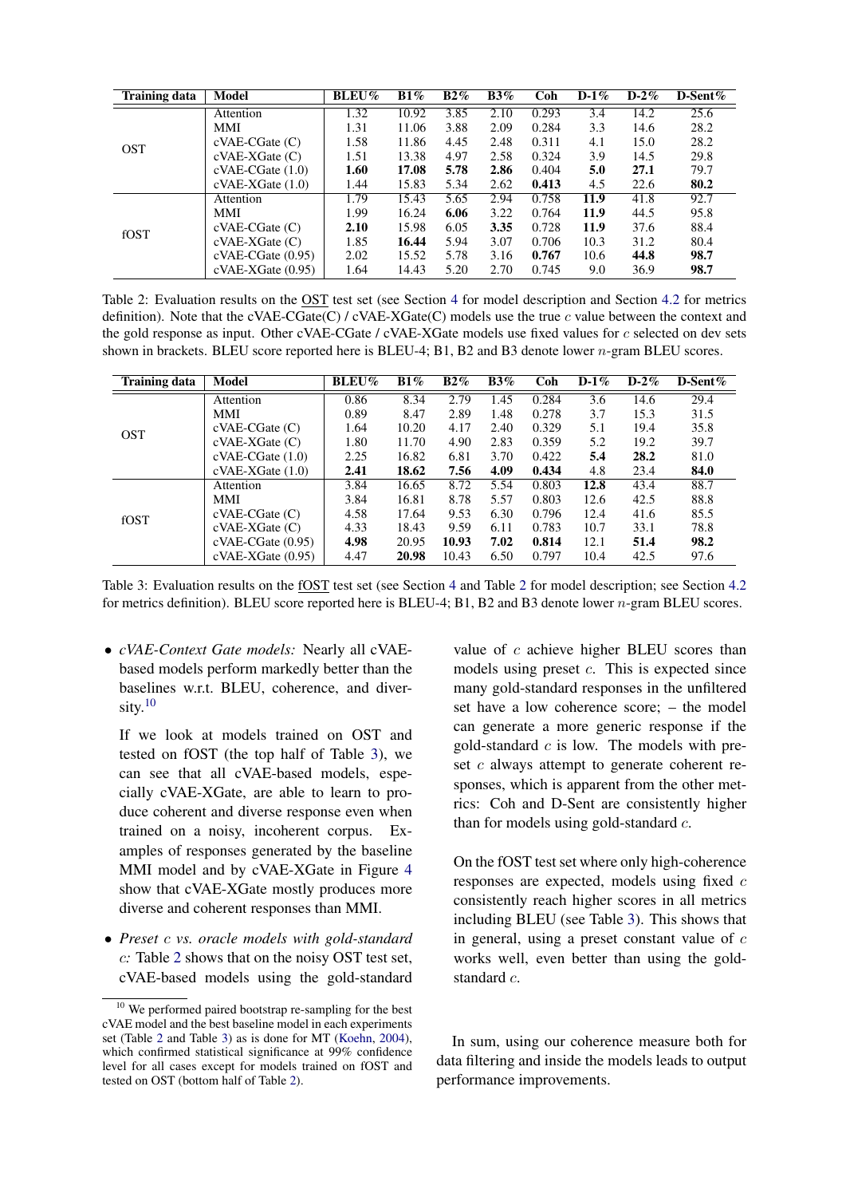| Training data | Model | BLEU% | B1% | B2% | B3% | Coh | D-1% | D-2% | D-Sent% |
|---|---|---|---|---|---|---|---|---|---|
| OST | Attention | 1.32 | 10.92 | 3.85 | 2.10 | 0.293 | 3.4 | 14.2 | 25.6 |
| | MMI | 1.31 | 11.06 | 3.88 | 2.09 | 0.284 | 3.3 | 14.6 | 28.2 |
| | cVAE-CGate (C) | 1.58 | 11.86 | 4.45 | 2.48 | 0.311 | 4.1 | 15.0 | 28.2 |
| | cVAE-XGate (C) | 1.51 | 13.38 | 4.97 | 2.58 | 0.324 | 3.9 | 14.5 | 29.8 |
| | cVAE-CGate (1.0) | **1.60** | **17.08** | **5.78** | **2.86** | 0.404 | **5.0** | **27.1** | 79.7 |
| | cVAE-XGate (1.0) | 1.44 | 15.83 | 5.34 | 2.62 | **0.413** | 4.5 | 22.6 | **80.2** |
| fOST | Attention | 1.79 | 15.43 | 5.65 | 2.94 | 0.758 | **11.9** | 41.8 | 92.7 |
| | MMI | 1.99 | 16.24 | **6.06** | 3.22 | 0.764 | **11.9** | 44.5 | 95.8 |
| | cVAE-CGate (C) | **2.10** | 15.98 | 6.05 | **3.35** | 0.728 | **11.9** | 37.6 | 88.4 |
| | cVAE-XGate (C) | 1.85 | **16.44** | 5.94 | 3.07 | 0.706 | 10.3 | 31.2 | 80.4 |
| | cVAE-CGate (0.95) | 2.02 | 15.52 | 5.78 | 3.16 | **0.767** | 10.6 | **44.8** | **98.7** |
| | cVAE-XGate (0.95) | 1.64 | 14.43 | 5.20 | 2.70 | 0.745 | 9.0 | 36.9 | **98.7** |

Table 2: Evaluation results on the OST test set (see Section 4 for model description and Section 4.2 for metrics definition). Note that the cVAE-CGate(C) / cVAE-XGate(C) models use the true $c$ value between the context and the gold response as input. Other cVAE-CGate / cVAE-XGate models use fixed values for $c$ selected on dev sets shown in brackets. BLEU score reported here is BLEU-4; B1, B2 and B3 denote lower $n$-gram BLEU scores.

| Training data | Model | BLEU% | B1% | B2% | B3% | Coh | D-1% | D-2% | D-Sent% |
|---|---|---|---|---|---|---|---|---|---|
| OST | Attention | 0.86 | 8.34 | 2.79 | 1.45 | 0.284 | 3.6 | 14.6 | 29.4 |
| | MMI | 0.89 | 8.47 | 2.89 | 1.48 | 0.278 | 3.7 | 15.3 | 31.5 |
| | cVAE-CGate (C) | 1.64 | 10.20 | 4.17 | 2.40 | 0.329 | 5.1 | 19.4 | 35.8 |
| | cVAE-XGate (C) | 1.80 | 11.70 | 4.90 | 2.83 | 0.359 | 5.2 | 19.2 | 39.7 |
| | cVAE-CGate (1.0) | 2.25 | 16.82 | 6.81 | 3.70 | 0.422 | **5.4** | **28.2** | 81.0 |
| | cVAE-XGate (1.0) | **2.41** | **18.62** | **7.56** | **4.09** | **0.434** | 4.8 | 23.4 | **84.0** |
| fOST | Attention | 3.84 | 16.65 | 8.72 | 5.54 | 0.803 | **12.8** | 43.4 | 88.7 |
| | MMI | 3.84 | 16.81 | 8.78 | 5.57 | 0.803 | 12.6 | 42.5 | 88.8 |
| | cVAE-CGate (C) | 4.58 | 17.64 | 9.53 | 6.30 | 0.796 | 12.4 | 41.6 | 85.5 |
| | cVAE-XGate (C) | 4.33 | 18.43 | 9.59 | 6.11 | 0.783 | 10.7 | 33.1 | 78.8 |
| | cVAE-CGate (0.95) | **4.98** | 20.95 | **10.93** | **7.02** | **0.814** | 12.1 | **51.4** | **98.2** |
| | cVAE-XGate (0.95) | 4.47 | **20.98** | 10.43 | 6.50 | 0.797 | 10.4 | 42.5 | 97.6 |

Table 3: Evaluation results on the fOST test set (see Section 4 and Table 2 for model description; see Section 4.2 for metrics definition). BLEU score reported here is BLEU-4; B1, B2 and B3 denote lower $n$-gram BLEU scores.

- *cVAE-Context Gate models:* Nearly all cVAE-based models perform markedly better than the baselines w.r.t. BLEU, coherence, and diversity.[10]

  If we look at models trained on OST and tested on fOST (the top half of Table 3), we can see that all cVAE-based models, especially cVAE-XGate, are able to learn to produce coherent and diverse response even when trained on a noisy, incoherent corpus. Examples of responses generated by the baseline MMI model and by cVAE-XGate in Figure 4 show that cVAE-XGate mostly produces more diverse and coherent responses than MMI.

- *Preset $c$ vs. oracle models with gold-standard $c$:* Table 2 shows that on the noisy OST test set, cVAE-based models using the gold-standard value of $c$ achieve higher BLEU scores than models using preset $c$. This is expected since many gold-standard responses in the unfiltered set have a low coherence score; – the model can generate a more generic response if the gold-standard $c$ is low. The models with preset $c$ always attempt to generate coherent responses, which is apparent from the other metrics: Coh and D-Sent are consistently higher than for models using gold-standard $c$.

  On the fOST test set where only high-coherence responses are expected, models using fixed $c$ consistently reach higher scores in all metrics including BLEU (see Table 3). This shows that in general, using a preset constant value of $c$ works well, even better than using the gold-standard $c$.

In sum, using our coherence measure both for data filtering and inside the models leads to output performance improvements.

[10] We performed paired bootstrap re-sampling for the best cVAE model and the best baseline model in each experiments set (Table 2 and Table 3) as is done for MT (Koehn, 2004), which confirmed statistical significance at 99% confidence level for all cases except for models trained on fOST and tested on OST (bottom half of Table 2).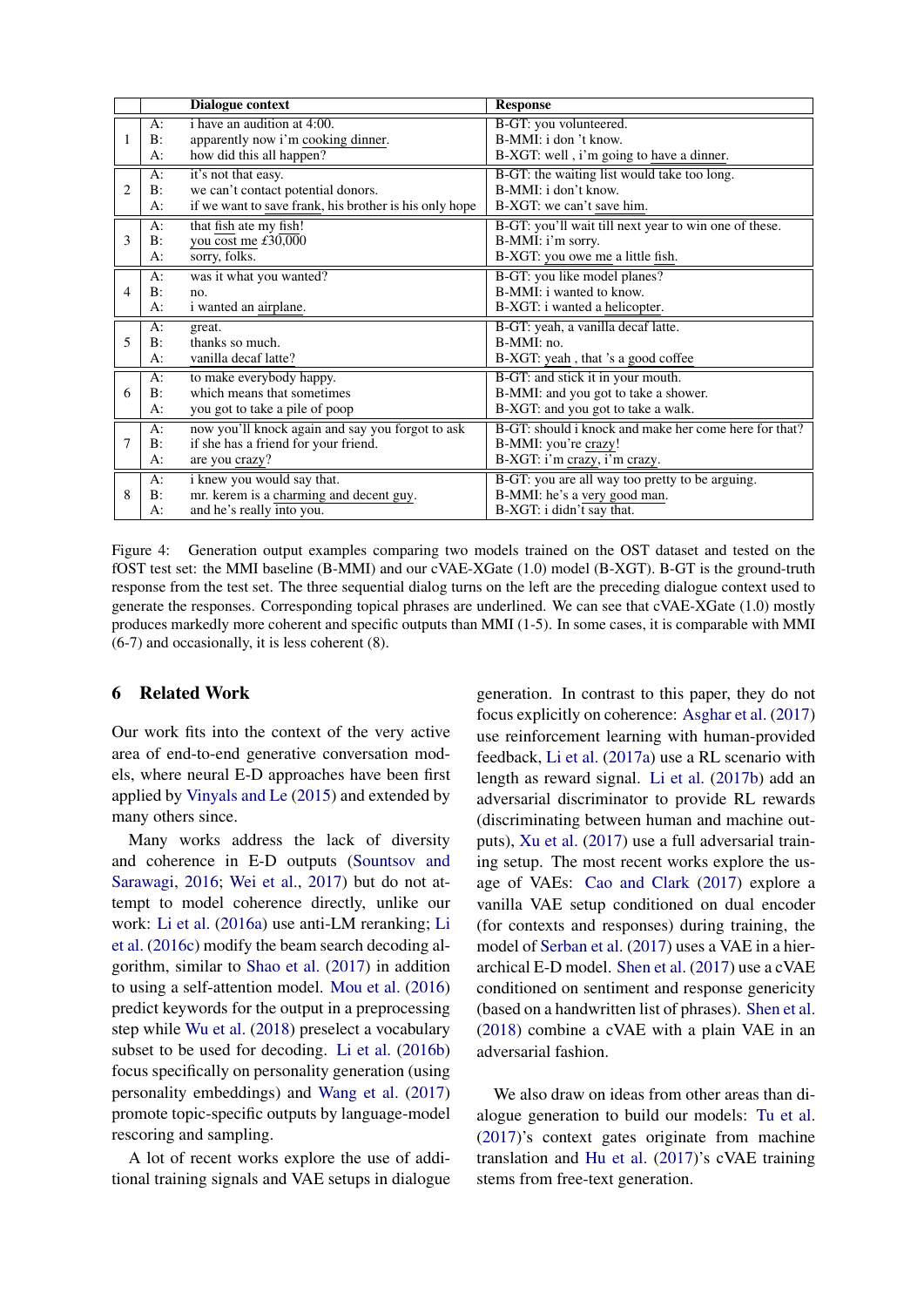| | | Dialogue context | Response |
|---|---|---|---|
| 1 | A: | i have an audition at 4:00. | B-GT: you volunteered. |
| | B: | apparently now i'm cooking dinner. | B-MMI: i don 't know. |
| | A: | how did this all happen? | B-XGT: well , i'm going to have a dinner. |
| 2 | A: | it's not that easy. | B-GT: the waiting list would take too long. |
| | B: | we can't contact potential donors. | B-MMI: i don't know. |
| | A: | if we want to save frank, his brother is his only hope | B-XGT: we can't save him. |
| 3 | A: | that fish ate my fish! | B-GT: you'll wait till next year to win one of these. |
| | B: | you cost me £30,000 | B-MMI: i'm sorry. |
| | A: | sorry, folks. | B-XGT: you owe me a little fish. |
| 4 | A: | was it what you wanted? | B-GT: you like model planes? |
| | B: | no. | B-MMI: i wanted to know. |
| | A: | i wanted an airplane. | B-XGT: i wanted a helicopter. |
| 5 | A: | great. | B-GT: yeah, a vanilla decaf latte. |
| | B: | thanks so much. | B-MMI: no. |
| | A: | vanilla decaf latte? | B-XGT: yeah , that 's a good coffee |
| 6 | A: | to make everybody happy. | B-GT: and stick it in your mouth. |
| | B: | which means that sometimes | B-MMI: and you got to take a shower. |
| | A: | you got to take a pile of poop | B-XGT: and you got to take a walk. |
| 7 | A: | now you'll knock again and say you forgot to ask | B-GT: should i knock and make her come here for that? |
| | B: | if she has a friend for your friend. | B-MMI: you're crazy! |
| | A: | are you crazy? | B-XGT: i'm crazy, i'm crazy. |
| 8 | A: | i knew you would say that. | B-GT: you are all way too pretty to be arguing. |
| | B: | mr. kerem is a charming and decent guy. | B-MMI: he's a very good man. |
| | A: | and he's really into you. | B-XGT: i didn't say that. |

Figure 4: Generation output examples comparing two models trained on the OST dataset and tested on the fOST test set: the MMI baseline (B-MMI) and our cVAE-XGate (1.0) model (B-XGT). B-GT is the ground-truth response from the test set. The three sequential dialog turns on the left are the preceding dialogue context used to generate the responses. Corresponding topical phrases are underlined. We can see that cVAE-XGate (1.0) mostly produces markedly more coherent and specific outputs than MMI (1-5). In some cases, it is comparable with MMI (6-7) and occasionally, it is less coherent (8).

## 6 Related Work

Our work fits into the context of the very active area of end-to-end generative conversation models, where neural E-D approaches have been first applied by Vinyals and Le (2015) and extended by many others since.

Many works address the lack of diversity and coherence in E-D outputs (Sountsov and Sarawagi, 2016; Wei et al., 2017) but do not attempt to model coherence directly, unlike our work: Li et al. (2016a) use anti-LM reranking; Li et al. (2016c) modify the beam search decoding algorithm, similar to Shao et al. (2017) in addition to using a self-attention model. Mou et al. (2016) predict keywords for the output in a preprocessing step while Wu et al. (2018) preselect a vocabulary subset to be used for decoding. Li et al. (2016b) focus specifically on personality generation (using personality embeddings) and Wang et al. (2017) promote topic-specific outputs by language-model rescoring and sampling.

A lot of recent works explore the use of additional training signals and VAE setups in dialogue generation. In contrast to this paper, they do not focus explicitly on coherence: Asghar et al. (2017) use reinforcement learning with human-provided feedback, Li et al. (2017a) use a RL scenario with length as reward signal. Li et al. (2017b) add an adversarial discriminator to provide RL rewards (discriminating between human and machine outputs), Xu et al. (2017) use a full adversarial training setup. The most recent works explore the usage of VAEs: Cao and Clark (2017) explore a vanilla VAE setup conditioned on dual encoder (for contexts and responses) during training, the model of Serban et al. (2017) uses a VAE in a hierarchical E-D model. Shen et al. (2017) use a cVAE conditioned on sentiment and response genericity (based on a handwritten list of phrases). Shen et al. (2018) combine a cVAE with a plain VAE in an adversarial fashion.

We also draw on ideas from other areas than dialogue generation to build our models: Tu et al. (2017)'s context gates originate from machine translation and Hu et al. (2017)'s cVAE training stems from free-text generation.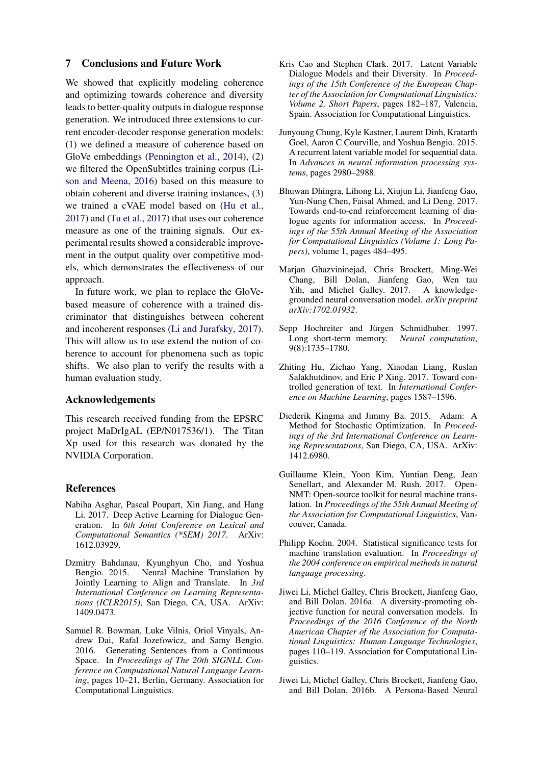## 7 Conclusions and Future Work

We showed that explicitly modeling coherence and optimizing towards coherence and diversity leads to better-quality outputs in dialogue response generation. We introduced three extensions to current encoder-decoder response generation models: (1) we defined a measure of coherence based on GloVe embeddings (Pennington et al., 2014), (2) we filtered the OpenSubtitles training corpus (Lison and Meena, 2016) based on this measure to obtain coherent and diverse training instances, (3) we trained a cVAE model based on (Hu et al., 2017) and (Tu et al., 2017) that uses our coherence measure as one of the training signals. Our experimental results showed a considerable improvement in the output quality over competitive models, which demonstrates the effectiveness of our approach.

In future work, we plan to replace the GloVe-based measure of coherence with a trained discriminator that distinguishes between coherent and incoherent responses (Li and Jurafsky, 2017). This will allow us to use extend the notion of coherence to account for phenomena such as topic shifts. We also plan to verify the results with a human evaluation study.

## Acknowledgements

This research received funding from the EPSRC project MaDrIgAL (EP/N017536/1). The Titan Xp used for this research was donated by the NVIDIA Corporation.

## References

Nabiha Asghar, Pascal Poupart, Xin Jiang, and Hang Li. 2017. Deep Active Learning for Dialogue Generation. In *6th Joint Conference on Lexical and Computational Semantics (\*SEM) 2017*. ArXiv: 1612.03929.

Dzmitry Bahdanau, Kyunghyun Cho, and Yoshua Bengio. 2015. Neural Machine Translation by Jointly Learning to Align and Translate. In *3rd International Conference on Learning Representations (ICLR2015)*, San Diego, CA, USA. ArXiv: 1409.0473.

Samuel R. Bowman, Luke Vilnis, Oriol Vinyals, Andrew Dai, Rafal Jozefowicz, and Samy Bengio. 2016. Generating Sentences from a Continuous Space. In *Proceedings of The 20th SIGNLL Conference on Computational Natural Language Learning*, pages 10–21, Berlin, Germany. Association for Computational Linguistics.

Kris Cao and Stephen Clark. 2017. Latent Variable Dialogue Models and their Diversity. In *Proceedings of the 15th Conference of the European Chapter of the Association for Computational Linguistics: Volume 2, Short Papers*, pages 182–187, Valencia, Spain. Association for Computational Linguistics.

Junyoung Chung, Kyle Kastner, Laurent Dinh, Kratarth Goel, Aaron C Courville, and Yoshua Bengio. 2015. A recurrent latent variable model for sequential data. In *Advances in neural information processing systems*, pages 2980–2988.

Bhuwan Dhingra, Lihong Li, Xiujun Li, Jianfeng Gao, Yun-Nung Chen, Faisal Ahmed, and Li Deng. 2017. Towards end-to-end reinforcement learning of dialogue agents for information access. In *Proceedings of the 55th Annual Meeting of the Association for Computational Linguistics (Volume 1: Long Papers)*, volume 1, pages 484–495.

Marjan Ghazvininejad, Chris Brockett, Ming-Wei Chang, Bill Dolan, Jianfeng Gao, Wen tau Yih, and Michel Galley. 2017. A knowledge-grounded neural conversation model. *arXiv preprint arXiv:1702.01932*.

Sepp Hochreiter and Jürgen Schmidhuber. 1997. Long short-term memory. *Neural computation*, 9(8):1735–1780.

Zhiting Hu, Zichao Yang, Xiaodan Liang, Ruslan Salakhutdinov, and Eric P Xing. 2017. Toward controlled generation of text. In *International Conference on Machine Learning*, pages 1587–1596.

Diederik Kingma and Jimmy Ba. 2015. Adam: A Method for Stochastic Optimization. In *Proceedings of the 3rd International Conference on Learning Representations*, San Diego, CA, USA. ArXiv: 1412.6980.

Guillaume Klein, Yoon Kim, Yuntian Deng, Jean Senellart, and Alexander M. Rush. 2017. OpenNMT: Open-source toolkit for neural machine translation. In *Proceedings of the 55th Annual Meeting of the Association for Computational Linguistics*, Vancouver, Canada.

Philipp Koehn. 2004. Statistical significance tests for machine translation evaluation. In *Proceedings of the 2004 conference on empirical methods in natural language processing*.

Jiwei Li, Michel Galley, Chris Brockett, Jianfeng Gao, and Bill Dolan. 2016a. A diversity-promoting objective function for neural conversation models. In *Proceedings of the 2016 Conference of the North American Chapter of the Association for Computational Linguistics: Human Language Technologies*, pages 110–119. Association for Computational Linguistics.

Jiwei Li, Michel Galley, Chris Brockett, Jianfeng Gao, and Bill Dolan. 2016b. A Persona-Based Neural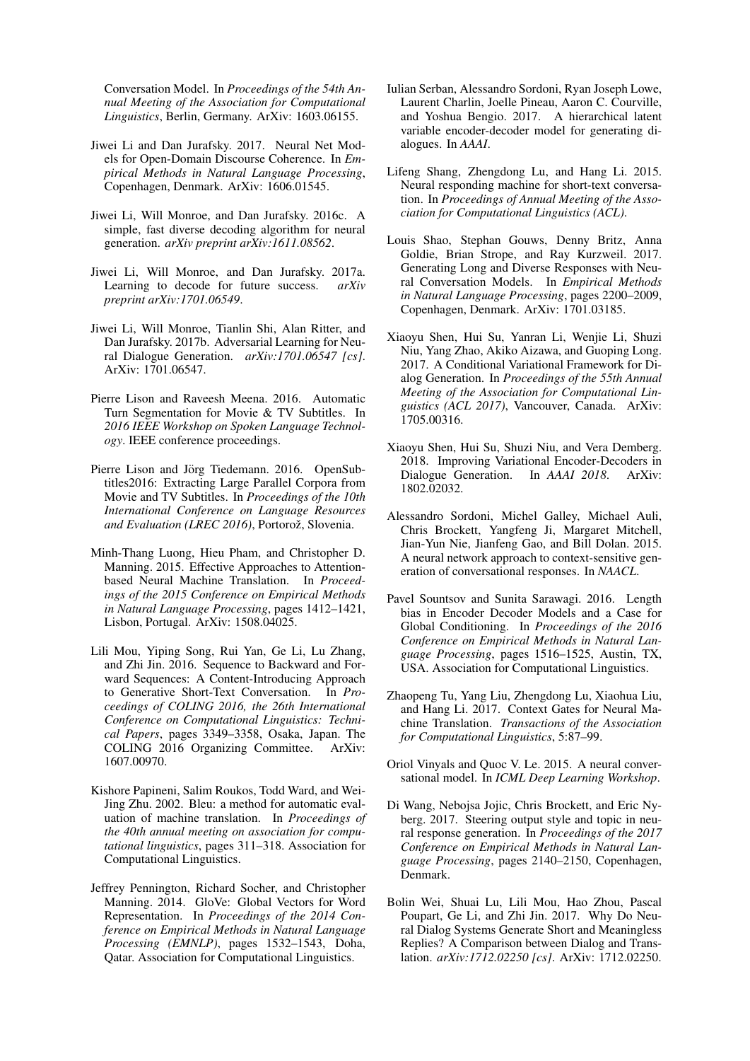Conversation Model. In *Proceedings of the 54th Annual Meeting of the Association for Computational Linguistics*, Berlin, Germany. ArXiv: 1603.06155.

Jiwei Li and Dan Jurafsky. 2017. Neural Net Models for Open-Domain Discourse Coherence. In *Empirical Methods in Natural Language Processing*, Copenhagen, Denmark. ArXiv: 1606.01545.

Jiwei Li, Will Monroe, and Dan Jurafsky. 2016c. A simple, fast diverse decoding algorithm for neural generation. *arXiv preprint arXiv:1611.08562*.

Jiwei Li, Will Monroe, and Dan Jurafsky. 2017a. Learning to decode for future success. *arXiv preprint arXiv:1701.06549*.

Jiwei Li, Will Monroe, Tianlin Shi, Alan Ritter, and Dan Jurafsky. 2017b. Adversarial Learning for Neural Dialogue Generation. *arXiv:1701.06547 [cs]*. ArXiv: 1701.06547.

Pierre Lison and Raveesh Meena. 2016. Automatic Turn Segmentation for Movie & TV Subtitles. In *2016 IEEE Workshop on Spoken Language Technology*. IEEE conference proceedings.

Pierre Lison and Jörg Tiedemann. 2016. OpenSubtitles2016: Extracting Large Parallel Corpora from Movie and TV Subtitles. In *Proceedings of the 10th International Conference on Language Resources and Evaluation (LREC 2016)*, Portorož, Slovenia.

Minh-Thang Luong, Hieu Pham, and Christopher D. Manning. 2015. Effective Approaches to Attention-based Neural Machine Translation. In *Proceedings of the 2015 Conference on Empirical Methods in Natural Language Processing*, pages 1412–1421, Lisbon, Portugal. ArXiv: 1508.04025.

Lili Mou, Yiping Song, Rui Yan, Ge Li, Lu Zhang, and Zhi Jin. 2016. Sequence to Backward and Forward Sequences: A Content-Introducing Approach to Generative Short-Text Conversation. In *Proceedings of COLING 2016, the 26th International Conference on Computational Linguistics: Technical Papers*, pages 3349–3358, Osaka, Japan. The COLING 2016 Organizing Committee. ArXiv: 1607.00970.

Kishore Papineni, Salim Roukos, Todd Ward, and Wei-Jing Zhu. 2002. Bleu: a method for automatic evaluation of machine translation. In *Proceedings of the 40th annual meeting on association for computational linguistics*, pages 311–318. Association for Computational Linguistics.

Jeffrey Pennington, Richard Socher, and Christopher Manning. 2014. GloVe: Global Vectors for Word Representation. In *Proceedings of the 2014 Conference on Empirical Methods in Natural Language Processing (EMNLP)*, pages 1532–1543, Doha, Qatar. Association for Computational Linguistics.

Iulian Serban, Alessandro Sordoni, Ryan Joseph Lowe, Laurent Charlin, Joelle Pineau, Aaron C. Courville, and Yoshua Bengio. 2017. A hierarchical latent variable encoder-decoder model for generating dialogues. In *AAAI*.

Lifeng Shang, Zhengdong Lu, and Hang Li. 2015. Neural responding machine for short-text conversation. In *Proceedings of Annual Meeting of the Association for Computational Linguistics (ACL)*.

Louis Shao, Stephan Gouws, Denny Britz, Anna Goldie, Brian Strope, and Ray Kurzweil. 2017. Generating Long and Diverse Responses with Neural Conversation Models. In *Empirical Methods in Natural Language Processing*, pages 2200–2009, Copenhagen, Denmark. ArXiv: 1701.03185.

Xiaoyu Shen, Hui Su, Yanran Li, Wenjie Li, Shuzi Niu, Yang Zhao, Akiko Aizawa, and Guoping Long. 2017. A Conditional Variational Framework for Dialog Generation. In *Proceedings of the 55th Annual Meeting of the Association for Computational Linguistics (ACL 2017)*, Vancouver, Canada. ArXiv: 1705.00316.

Xiaoyu Shen, Hui Su, Shuzi Niu, and Vera Demberg. 2018. Improving Variational Encoder-Decoders in Dialogue Generation. In *AAAI 2018*. ArXiv: 1802.02032.

Alessandro Sordoni, Michel Galley, Michael Auli, Chris Brockett, Yangfeng Ji, Margaret Mitchell, Jian-Yun Nie, Jianfeng Gao, and Bill Dolan. 2015. A neural network approach to context-sensitive generation of conversational responses. In *NAACL*.

Pavel Sountsov and Sunita Sarawagi. 2016. Length bias in Encoder Decoder Models and a Case for Global Conditioning. In *Proceedings of the 2016 Conference on Empirical Methods in Natural Language Processing*, pages 1516–1525, Austin, TX, USA. Association for Computational Linguistics.

Zhaopeng Tu, Yang Liu, Zhengdong Lu, Xiaohua Liu, and Hang Li. 2017. Context Gates for Neural Machine Translation. *Transactions of the Association for Computational Linguistics*, 5:87–99.

Oriol Vinyals and Quoc V. Le. 2015. A neural conversational model. In *ICML Deep Learning Workshop*.

Di Wang, Nebojsa Jojic, Chris Brockett, and Eric Nyberg. 2017. Steering output style and topic in neural response generation. In *Proceedings of the 2017 Conference on Empirical Methods in Natural Language Processing*, pages 2140–2150, Copenhagen, Denmark.

Bolin Wei, Shuai Lu, Lili Mou, Hao Zhou, Pascal Poupart, Ge Li, and Zhi Jin. 2017. Why Do Neural Dialog Systems Generate Short and Meaningless Replies? A Comparison between Dialog and Translation. *arXiv:1712.02250 [cs]*. ArXiv: 1712.02250.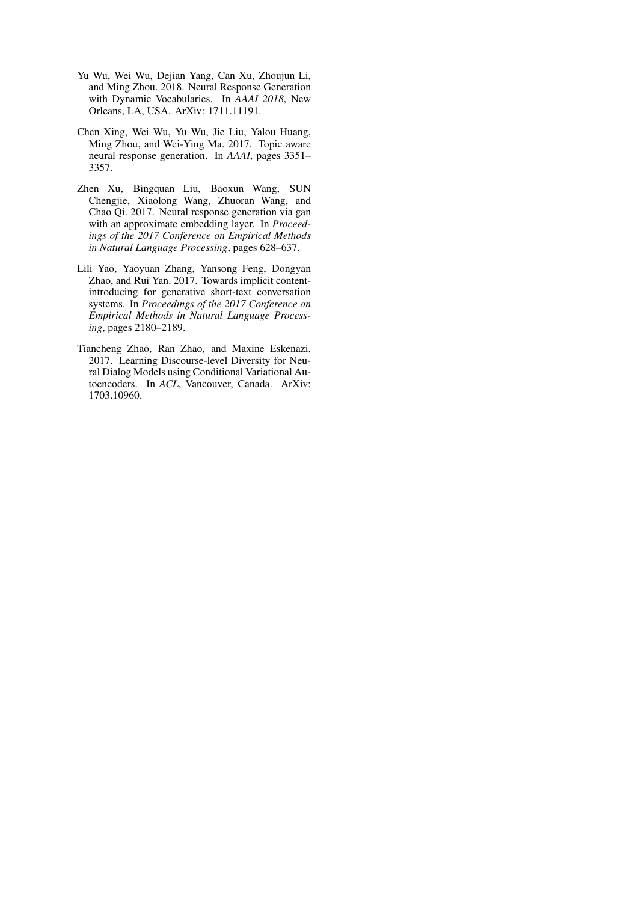Yu Wu, Wei Wu, Dejian Yang, Can Xu, Zhoujun Li, and Ming Zhou. 2018. Neural Response Generation with Dynamic Vocabularies. In *AAAI 2018*, New Orleans, LA, USA. ArXiv: 1711.11191.

Chen Xing, Wei Wu, Yu Wu, Jie Liu, Yalou Huang, Ming Zhou, and Wei-Ying Ma. 2017. Topic aware neural response generation. In *AAAI*, pages 3351–3357.

Zhen Xu, Bingquan Liu, Baoxun Wang, SUN Chengjie, Xiaolong Wang, Zhuoran Wang, and Chao Qi. 2017. Neural response generation via gan with an approximate embedding layer. In *Proceedings of the 2017 Conference on Empirical Methods in Natural Language Processing*, pages 628–637.

Lili Yao, Yaoyuan Zhang, Yansong Feng, Dongyan Zhao, and Rui Yan. 2017. Towards implicit content-introducing for generative short-text conversation systems. In *Proceedings of the 2017 Conference on Empirical Methods in Natural Language Processing*, pages 2180–2189.

Tiancheng Zhao, Ran Zhao, and Maxine Eskenazi. 2017. Learning Discourse-level Diversity for Neural Dialog Models using Conditional Variational Autoencoders. In *ACL*, Vancouver, Canada. ArXiv: 1703.10960.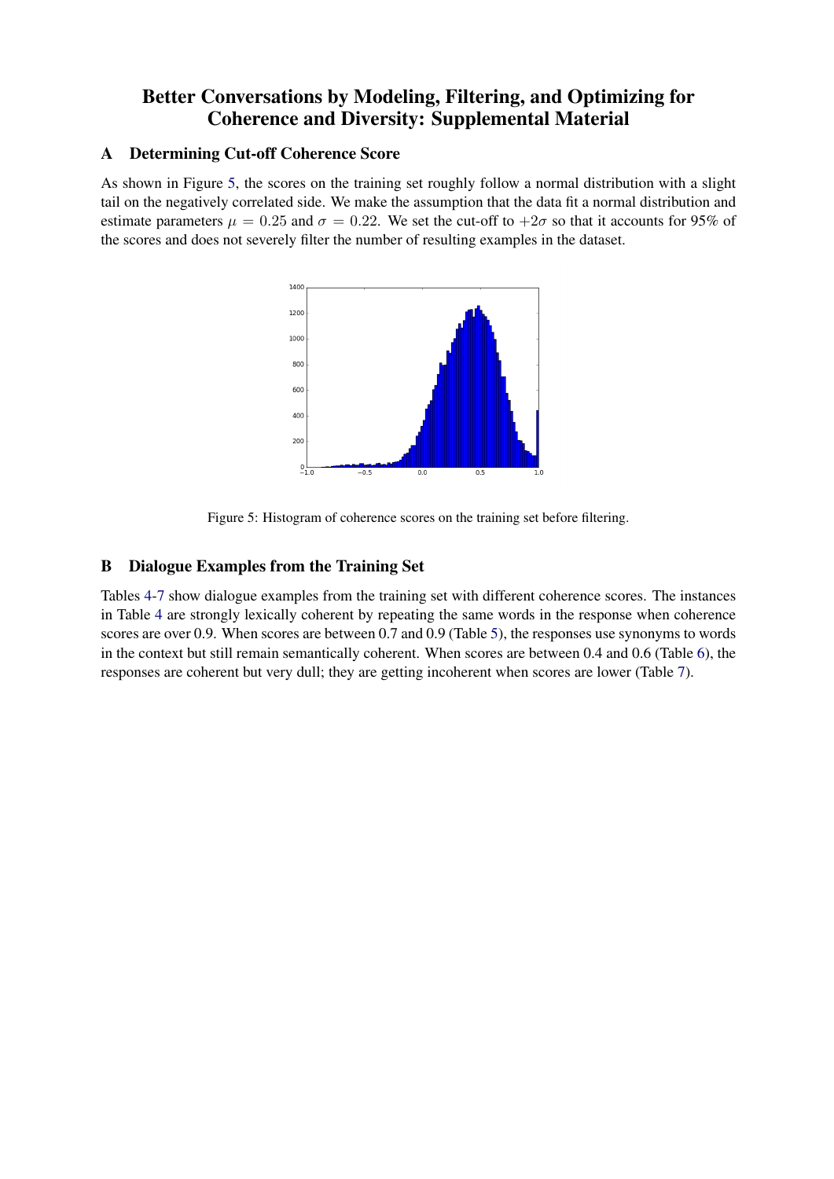# Better Conversations by Modeling, Filtering, and Optimizing for Coherence and Diversity: Supplemental Material

## A Determining Cut-off Coherence Score

As shown in Figure 5, the scores on the training set roughly follow a normal distribution with a slight tail on the negatively correlated side. We make the assumption that the data fit a normal distribution and estimate parameters $\mu = 0.25$ and $\sigma = 0.22$. We set the cut-off to $+2\sigma$ so that it accounts for 95% of the scores and does not severely filter the number of resulting examples in the dataset.

Figure 5: Histogram of coherence scores on the training set before filtering.

## B Dialogue Examples from the Training Set

Tables 4-7 show dialogue examples from the training set with different coherence scores. The instances in Table 4 are strongly lexically coherent by repeating the same words in the response when coherence scores are over 0.9. When scores are between 0.7 and 0.9 (Table 5), the responses use synonyms to words in the context but still remain semantically coherent. When scores are between 0.4 and 0.6 (Table 6), the responses are coherent but very dull; they are getting incoherent when scores are lower (Table 7).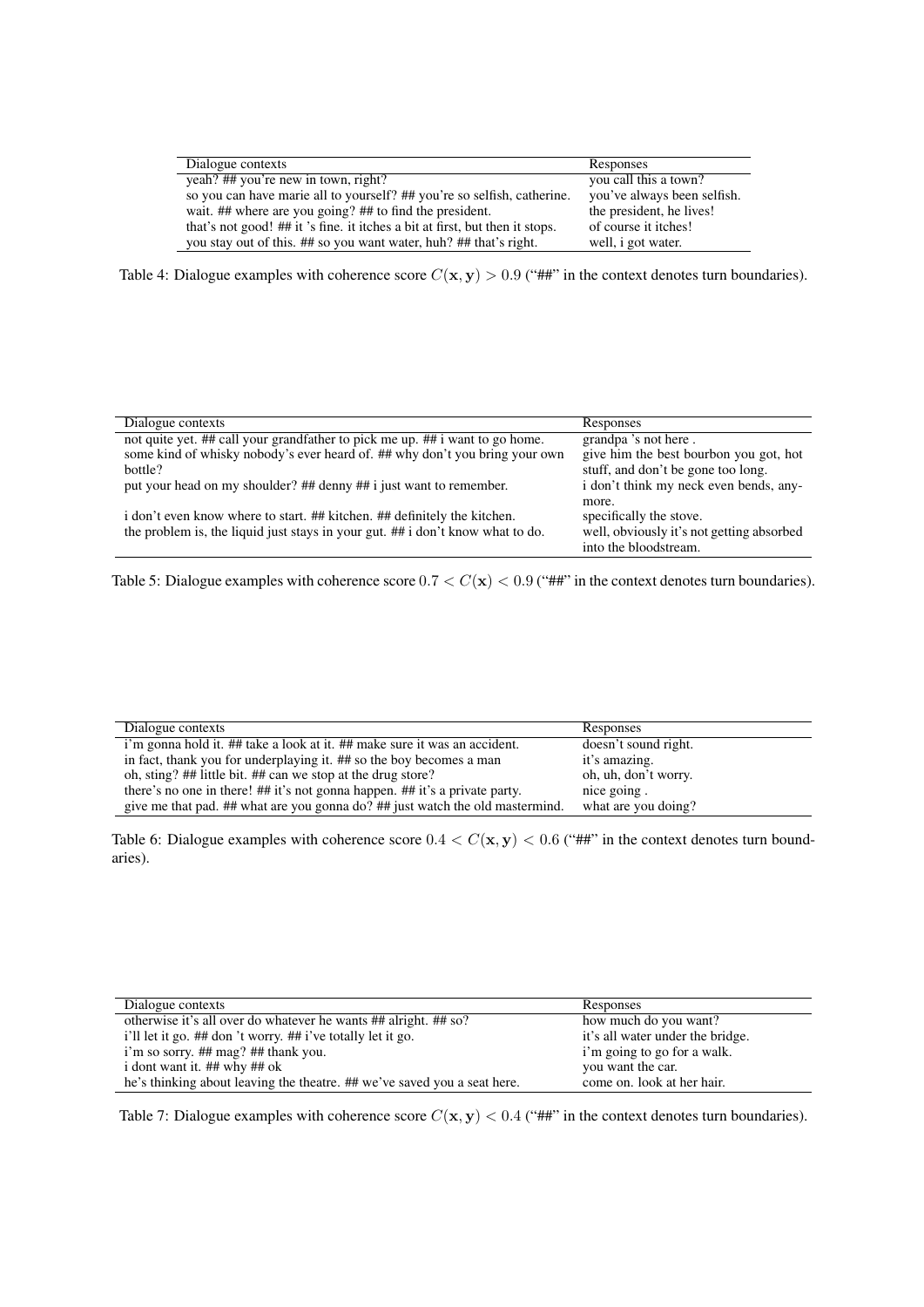| Dialogue contexts | Responses |
|---|---|
| yeah? ## you're new in town, right? | you call this a town? |
| so you can have marie all to yourself? ## you're so selfish, catherine. | you've always been selfish. |
| wait. ## where are you going? ## to find the president. | the president, he lives! |
| that's not good! ## it 's fine. it itches a bit at first, but then it stops. | of course it itches! |
| you stay out of this. ## so you want water, huh? ## that's right. | well, i got water. |

Table 4: Dialogue examples with coherence score $C(\mathbf{x}, \mathbf{y}) > 0.9$ ("##" in the context denotes turn boundaries).

| Dialogue contexts | Responses |
|---|---|
| not quite yet. ## call your grandfather to pick me up. ## i want to go home. | grandpa 's not here . |
| some kind of whisky nobody's ever heard of. ## why don't you bring your own bottle? | give him the best bourbon you got, hot stuff, and don't be gone too long. |
| put your head on my shoulder? ## denny ## i just want to remember. | i don't think my neck even bends, anymore. |
| i don't even know where to start. ## kitchen. ## definitely the kitchen. | specifically the stove. |
| the problem is, the liquid just stays in your gut. ## i don't know what to do. | well, obviously it's not getting absorbed into the bloodstream. |

Table 5: Dialogue examples with coherence score $0.7 < C(\mathbf{x}) < 0.9$ ("##" in the context denotes turn boundaries).

| Dialogue contexts | Responses |
|---|---|
| i'm gonna hold it. ## take a look at it. ## make sure it was an accident. | doesn't sound right. |
| in fact, thank you for underplaying it. ## so the boy becomes a man | it's amazing. |
| oh, sting? ## little bit. ## can we stop at the drug store? | oh, uh, don't worry. |
| there's no one in there! ## it's not gonna happen. ## it's a private party. | nice going . |
| give me that pad. ## what are you gonna do? ## just watch the old mastermind. | what are you doing? |

Table 6: Dialogue examples with coherence score $0.4 < C(\mathbf{x}, \mathbf{y}) < 0.6$ ("##" in the context denotes turn boundaries).

| Dialogue contexts | Responses |
|---|---|
| otherwise it's all over do whatever he wants ## alright. ## so? | how much do you want? |
| i'll let it go. ## don 't worry. ## i've totally let it go. | it's all water under the bridge. |
| i'm so sorry. ## mag? ## thank you. | i'm going to go for a walk. |
| i dont want it. ## why ## ok | you want the car. |
| he's thinking about leaving the theatre. ## we've saved you a seat here. | come on. look at her hair. |

Table 7: Dialogue examples with coherence score $C(\mathbf{x}, \mathbf{y}) < 0.4$ ("##" in the context denotes turn boundaries).